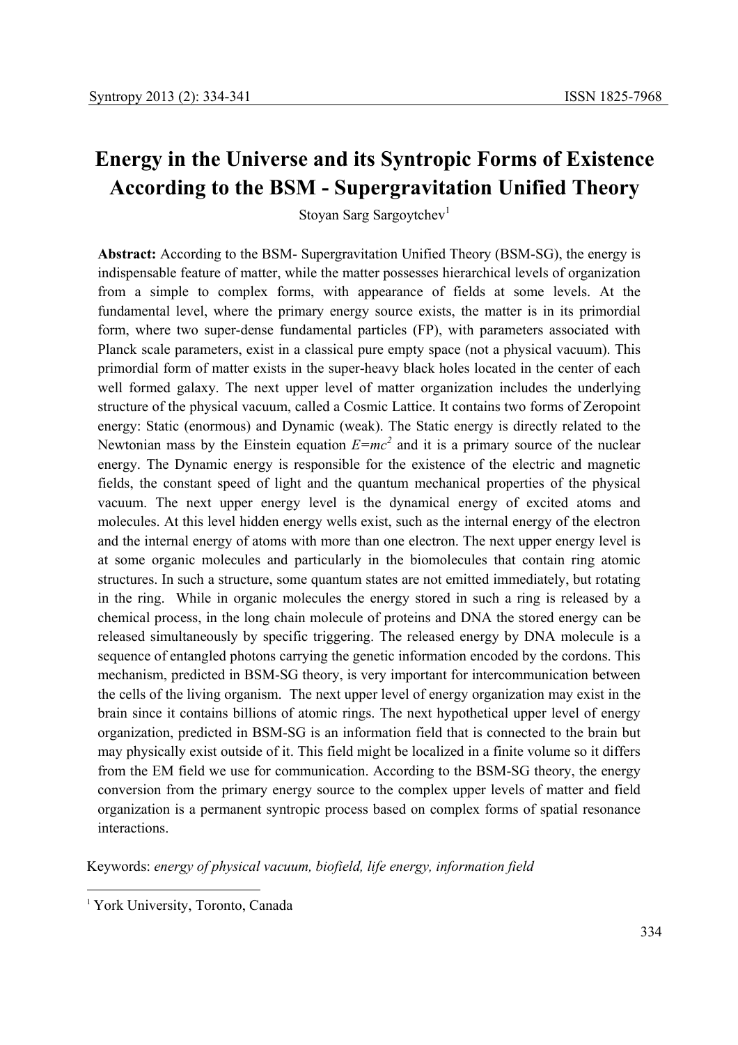# Energy in the Universe and its Syntropic Forms of Existence According to the BSM - Supergravitation Unified Theory

Stoyan Sarg Sargoytchev[1]

**Abstract:** According to the BSM- Supergravitation Unified Theory (BSM-SG), the energy is indispensable feature of matter, while the matter possesses hierarchical levels of organization from a simple to complex forms, with appearance of fields at some levels. At the fundamental level, where the primary energy source exists, the matter is in its primordial form, where two super-dense fundamental particles (FP), with parameters associated with Planck scale parameters, exist in a classical pure empty space (not a physical vacuum). This primordial form of matter exists in the super-heavy black holes located in the center of each well formed galaxy. The next upper level of matter organization includes the underlying structure of the physical vacuum, called a Cosmic Lattice. It contains two forms of Zeropoint energy: Static (enormous) and Dynamic (weak). The Static energy is directly related to the Newtonian mass by the Einstein equation $E=mc^2$ and it is a primary source of the nuclear energy. The Dynamic energy is responsible for the existence of the electric and magnetic fields, the constant speed of light and the quantum mechanical properties of the physical vacuum. The next upper energy level is the dynamical energy of excited atoms and molecules. At this level hidden energy wells exist, such as the internal energy of the electron and the internal energy of atoms with more than one electron. The next upper energy level is at some organic molecules and particularly in the biomolecules that contain ring atomic structures. In such a structure, some quantum states are not emitted immediately, but rotating in the ring. While in organic molecules the energy stored in such a ring is released by a chemical process, in the long chain molecule of proteins and DNA the stored energy can be released simultaneously by specific triggering. The released energy by DNA molecule is a sequence of entangled photons carrying the genetic information encoded by the cordons. This mechanism, predicted in BSM-SG theory, is very important for intercommunication between the cells of the living organism. The next upper level of energy organization may exist in the brain since it contains billions of atomic rings. The next hypothetical upper level of energy organization, predicted in BSM-SG is an information field that is connected to the brain but may physically exist outside of it. This field might be localized in a finite volume so it differs from the EM field we use for communication. According to the BSM-SG theory, the energy conversion from the primary energy source to the complex upper levels of matter and field organization is a permanent syntropic process based on complex forms of spatial resonance interactions.

Keywords: *energy of physical vacuum, biofield, life energy, information field*

[1] York University, Toronto, Canada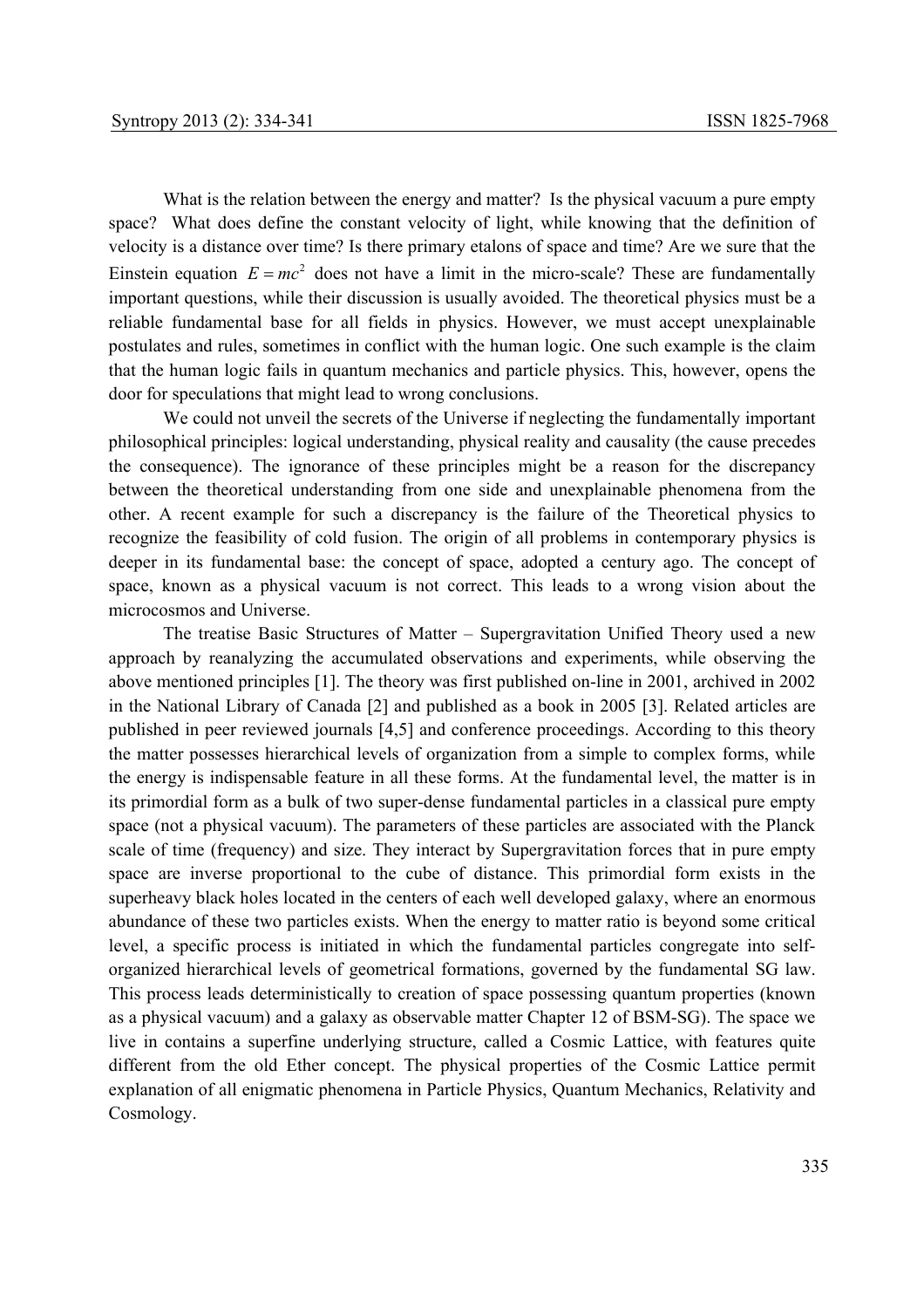What is the relation between the energy and matter? Is the physical vacuum a pure empty space? What does define the constant velocity of light, while knowing that the definition of velocity is a distance over time? Is there primary etalons of space and time? Are we sure that the Einstein equation $E = mc^2$ does not have a limit in the micro-scale? These are fundamentally important questions, while their discussion is usually avoided. The theoretical physics must be a reliable fundamental base for all fields in physics. However, we must accept unexplainable postulates and rules, sometimes in conflict with the human logic. One such example is the claim that the human logic fails in quantum mechanics and particle physics. This, however, opens the door for speculations that might lead to wrong conclusions.

We could not unveil the secrets of the Universe if neglecting the fundamentally important philosophical principles: logical understanding, physical reality and causality (the cause precedes the consequence). The ignorance of these principles might be a reason for the discrepancy between the theoretical understanding from one side and unexplainable phenomena from the other. A recent example for such a discrepancy is the failure of the Theoretical physics to recognize the feasibility of cold fusion. The origin of all problems in contemporary physics is deeper in its fundamental base: the concept of space, adopted a century ago. The concept of space, known as a physical vacuum is not correct. This leads to a wrong vision about the microcosmos and Universe.

The treatise Basic Structures of Matter – Supergravitation Unified Theory used a new approach by reanalyzing the accumulated observations and experiments, while observing the above mentioned principles [1]. The theory was first published on-line in 2001, archived in 2002 in the National Library of Canada [2] and published as a book in 2005 [3]. Related articles are published in peer reviewed journals [4,5] and conference proceedings. According to this theory the matter possesses hierarchical levels of organization from a simple to complex forms, while the energy is indispensable feature in all these forms. At the fundamental level, the matter is in its primordial form as a bulk of two super-dense fundamental particles in a classical pure empty space (not a physical vacuum). The parameters of these particles are associated with the Planck scale of time (frequency) and size. They interact by Supergravitation forces that in pure empty space are inverse proportional to the cube of distance. This primordial form exists in the superheavy black holes located in the centers of each well developed galaxy, where an enormous abundance of these two particles exists. When the energy to matter ratio is beyond some critical level, a specific process is initiated in which the fundamental particles congregate into self-organized hierarchical levels of geometrical formations, governed by the fundamental SG law. This process leads deterministically to creation of space possessing quantum properties (known as a physical vacuum) and a galaxy as observable matter Chapter 12 of BSM-SG). The space we live in contains a superfine underlying structure, called a Cosmic Lattice, with features quite different from the old Ether concept. The physical properties of the Cosmic Lattice permit explanation of all enigmatic phenomena in Particle Physics, Quantum Mechanics, Relativity and Cosmology.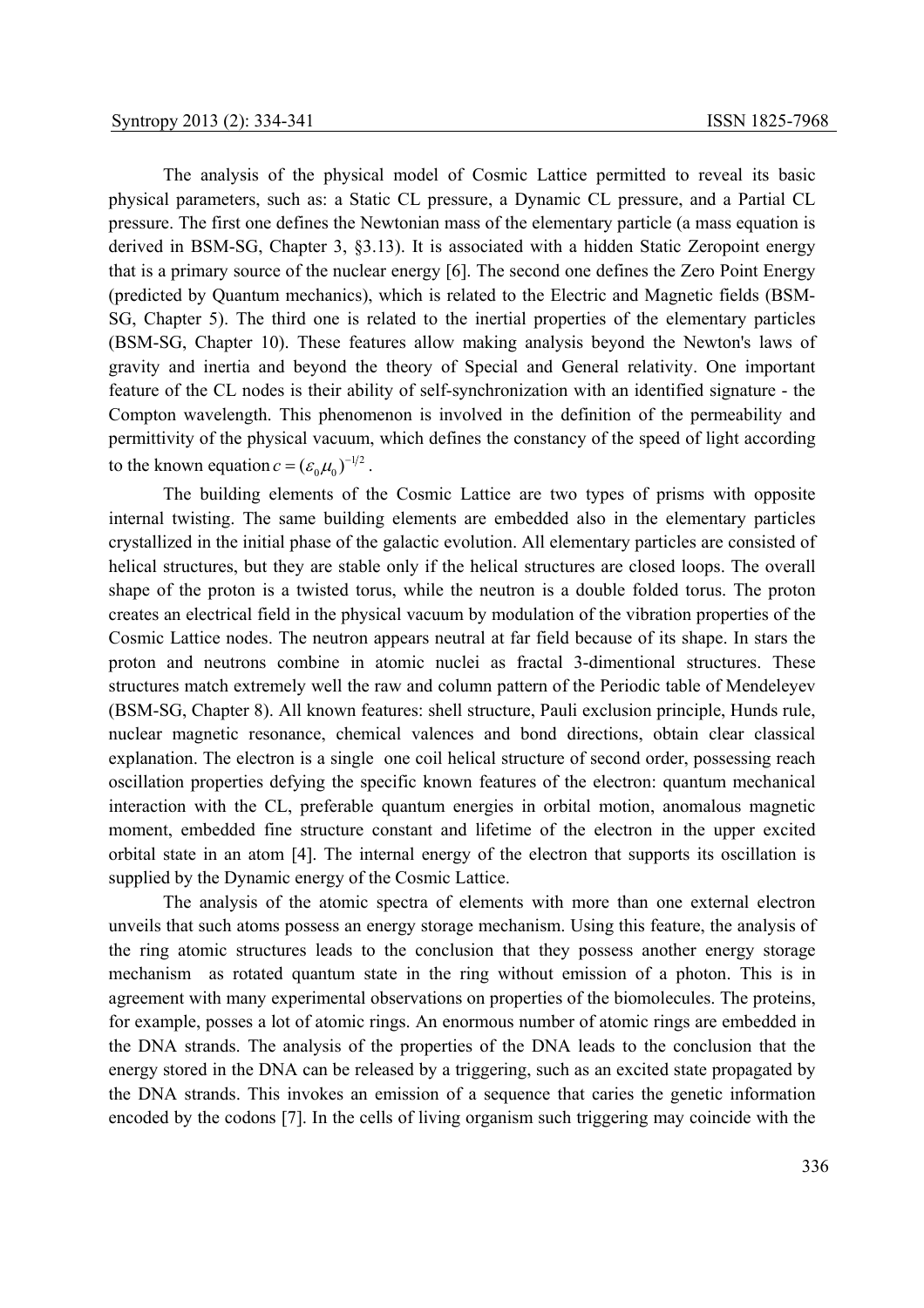The analysis of the physical model of Cosmic Lattice permitted to reveal its basic physical parameters, such as: a Static CL pressure, a Dynamic CL pressure, and a Partial CL pressure. The first one defines the Newtonian mass of the elementary particle (a mass equation is derived in BSM-SG, Chapter 3, §3.13). It is associated with a hidden Static Zeropoint energy that is a primary source of the nuclear energy [6]. The second one defines the Zero Point Energy (predicted by Quantum mechanics), which is related to the Electric and Magnetic fields (BSM-SG, Chapter 5). The third one is related to the inertial properties of the elementary particles (BSM-SG, Chapter 10). These features allow making analysis beyond the Newton's laws of gravity and inertia and beyond the theory of Special and General relativity. One important feature of the CL nodes is their ability of self-synchronization with an identified signature - the Compton wavelength. This phenomenon is involved in the definition of the permeability and permittivity of the physical vacuum, which defines the constancy of the speed of light according to the known equation $c = (\varepsilon_0 \mu_0)^{-1/2}$.

The building elements of the Cosmic Lattice are two types of prisms with opposite internal twisting. The same building elements are embedded also in the elementary particles crystallized in the initial phase of the galactic evolution. All elementary particles are consisted of helical structures, but they are stable only if the helical structures are closed loops. The overall shape of the proton is a twisted torus, while the neutron is a double folded torus. The proton creates an electrical field in the physical vacuum by modulation of the vibration properties of the Cosmic Lattice nodes. The neutron appears neutral at far field because of its shape. In stars the proton and neutrons combine in atomic nuclei as fractal 3-dimentional structures. These structures match extremely well the raw and column pattern of the Periodic table of Mendeleyev (BSM-SG, Chapter 8). All known features: shell structure, Pauli exclusion principle, Hunds rule, nuclear magnetic resonance, chemical valences and bond directions, obtain clear classical explanation. The electron is a single one coil helical structure of second order, possessing reach oscillation properties defying the specific known features of the electron: quantum mechanical interaction with the CL, preferable quantum energies in orbital motion, anomalous magnetic moment, embedded fine structure constant and lifetime of the electron in the upper excited orbital state in an atom [4]. The internal energy of the electron that supports its oscillation is supplied by the Dynamic energy of the Cosmic Lattice.

The analysis of the atomic spectra of elements with more than one external electron unveils that such atoms possess an energy storage mechanism. Using this feature, the analysis of the ring atomic structures leads to the conclusion that they possess another energy storage mechanism as rotated quantum state in the ring without emission of a photon. This is in agreement with many experimental observations on properties of the biomolecules. The proteins, for example, posses a lot of atomic rings. An enormous number of atomic rings are embedded in the DNA strands. The analysis of the properties of the DNA leads to the conclusion that the energy stored in the DNA can be released by a triggering, such as an excited state propagated by the DNA strands. This invokes an emission of a sequence that caries the genetic information encoded by the codons [7]. In the cells of living organism such triggering may coincide with the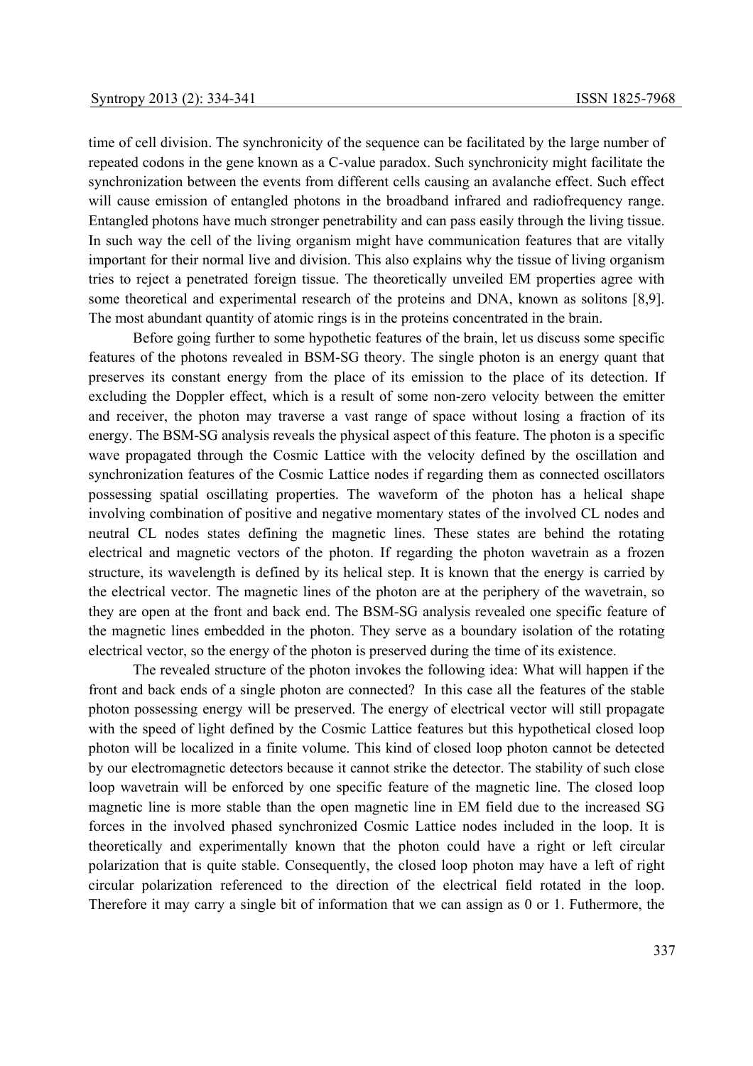time of cell division. The synchronicity of the sequence can be facilitated by the large number of repeated codons in the gene known as a C-value paradox. Such synchronicity might facilitate the synchronization between the events from different cells causing an avalanche effect. Such effect will cause emission of entangled photons in the broadband infrared and radiofrequency range. Entangled photons have much stronger penetrability and can pass easily through the living tissue. In such way the cell of the living organism might have communication features that are vitally important for their normal live and division. This also explains why the tissue of living organism tries to reject a penetrated foreign tissue. The theoretically unveiled EM properties agree with some theoretical and experimental research of the proteins and DNA, known as solitons [8,9]. The most abundant quantity of atomic rings is in the proteins concentrated in the brain.

Before going further to some hypothetic features of the brain, let us discuss some specific features of the photons revealed in BSM-SG theory. The single photon is an energy quant that preserves its constant energy from the place of its emission to the place of its detection. If excluding the Doppler effect, which is a result of some non-zero velocity between the emitter and receiver, the photon may traverse a vast range of space without losing a fraction of its energy. The BSM-SG analysis reveals the physical aspect of this feature. The photon is a specific wave propagated through the Cosmic Lattice with the velocity defined by the oscillation and synchronization features of the Cosmic Lattice nodes if regarding them as connected oscillators possessing spatial oscillating properties. The waveform of the photon has a helical shape involving combination of positive and negative momentary states of the involved CL nodes and neutral CL nodes states defining the magnetic lines. These states are behind the rotating electrical and magnetic vectors of the photon. If regarding the photon wavetrain as a frozen structure, its wavelength is defined by its helical step. It is known that the energy is carried by the electrical vector. The magnetic lines of the photon are at the periphery of the wavetrain, so they are open at the front and back end. The BSM-SG analysis revealed one specific feature of the magnetic lines embedded in the photon. They serve as a boundary isolation of the rotating electrical vector, so the energy of the photon is preserved during the time of its existence.

The revealed structure of the photon invokes the following idea: What will happen if the front and back ends of a single photon are connected? In this case all the features of the stable photon possessing energy will be preserved. The energy of electrical vector will still propagate with the speed of light defined by the Cosmic Lattice features but this hypothetical closed loop photon will be localized in a finite volume. This kind of closed loop photon cannot be detected by our electromagnetic detectors because it cannot strike the detector. The stability of such close loop wavetrain will be enforced by one specific feature of the magnetic line. The closed loop magnetic line is more stable than the open magnetic line in EM field due to the increased SG forces in the involved phased synchronized Cosmic Lattice nodes included in the loop. It is theoretically and experimentally known that the photon could have a right or left circular polarization that is quite stable. Consequently, the closed loop photon may have a left of right circular polarization referenced to the direction of the electrical field rotated in the loop. Therefore it may carry a single bit of information that we can assign as 0 or 1. Futhermore, the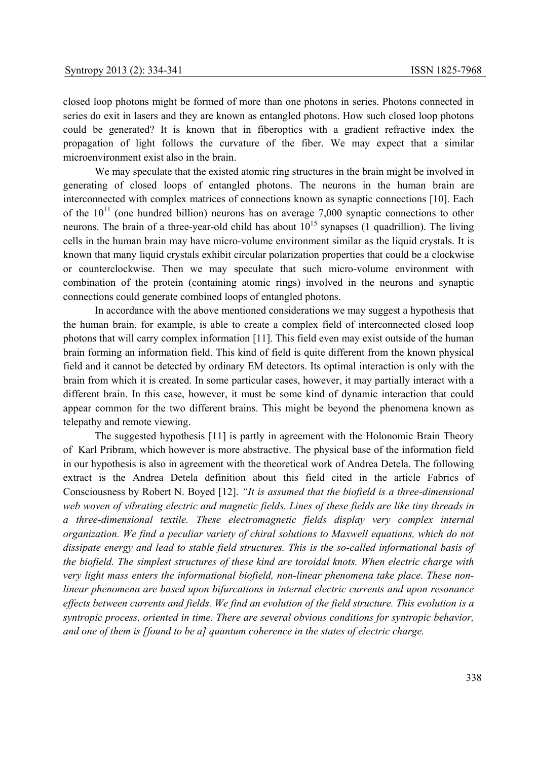closed loop photons might be formed of more than one photons in series. Photons connected in series do exit in lasers and they are known as entangled photons. How such closed loop photons could be generated? It is known that in fiberoptics with a gradient refractive index the propagation of light follows the curvature of the fiber. We may expect that a similar microenvironment exist also in the brain.

We may speculate that the existed atomic ring structures in the brain might be involved in generating of closed loops of entangled photons. The neurons in the human brain are interconnected with complex matrices of connections known as synaptic connections [10]. Each of the $10^{11}$ (one hundred billion) neurons has on average 7,000 synaptic connections to other neurons. The brain of a three-year-old child has about $10^{15}$ synapses (1 quadrillion). The living cells in the human brain may have micro-volume environment similar as the liquid crystals. It is known that many liquid crystals exhibit circular polarization properties that could be a clockwise or counterclockwise. Then we may speculate that such micro-volume environment with combination of the protein (containing atomic rings) involved in the neurons and synaptic connections could generate combined loops of entangled photons.

In accordance with the above mentioned considerations we may suggest a hypothesis that the human brain, for example, is able to create a complex field of interconnected closed loop photons that will carry complex information [11]. This field even may exist outside of the human brain forming an information field. This kind of field is quite different from the known physical field and it cannot be detected by ordinary EM detectors. Its optimal interaction is only with the brain from which it is created. In some particular cases, however, it may partially interact with a different brain. In this case, however, it must be some kind of dynamic interaction that could appear common for the two different brains. This might be beyond the phenomena known as telepathy and remote viewing.

The suggested hypothesis [11] is partly in agreement with the Holonomic Brain Theory of Karl Pribram, which however is more abstractive. The physical base of the information field in our hypothesis is also in agreement with the theoretical work of Andrea Detela. The following extract is the Andrea Detela definition about this field cited in the article Fabrics of Consciousness by Robert N. Boyed [12]. *"It is assumed that the biofield is a three-dimensional web woven of vibrating electric and magnetic fields. Lines of these fields are like tiny threads in a three-dimensional textile. These electromagnetic fields display very complex internal organization. We find a peculiar variety of chiral solutions to Maxwell equations, which do not dissipate energy and lead to stable field structures. This is the so-called informational basis of the biofield. The simplest structures of these kind are toroidal knots. When electric charge with very light mass enters the informational biofield, non-linear phenomena take place. These non-linear phenomena are based upon bifurcations in internal electric currents and upon resonance effects between currents and fields. We find an evolution of the field structure. This evolution is a syntropic process, oriented in time. There are several obvious conditions for syntropic behavior, and one of them is [found to be a] quantum coherence in the states of electric charge.*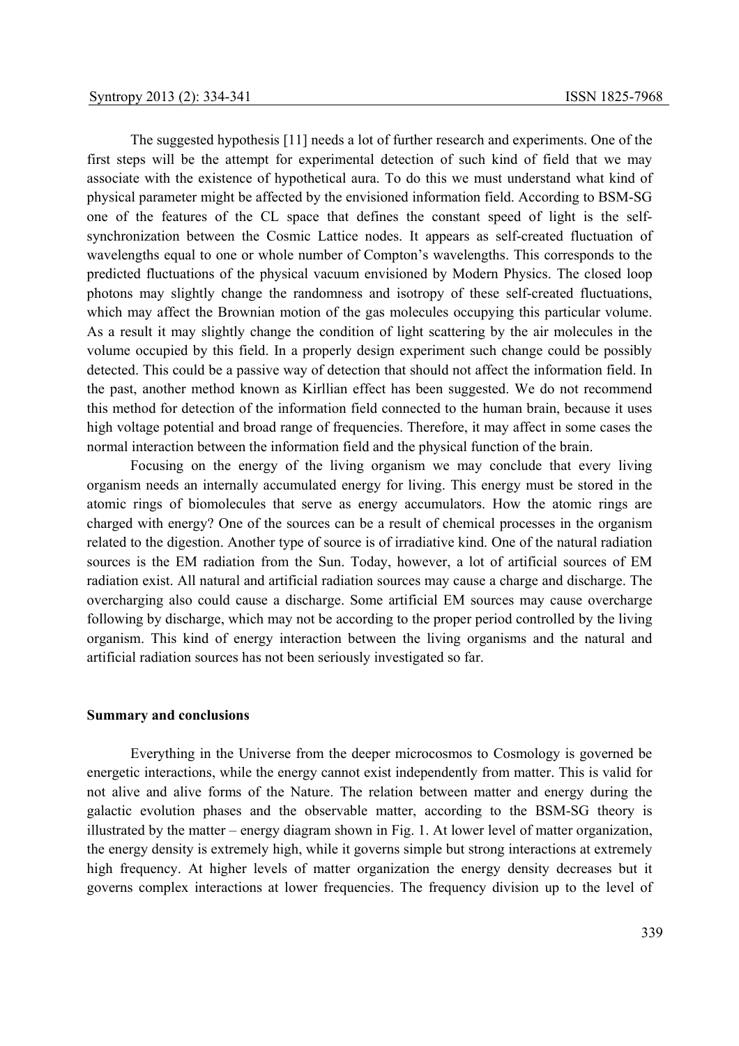The suggested hypothesis [11] needs a lot of further research and experiments. One of the first steps will be the attempt for experimental detection of such kind of field that we may associate with the existence of hypothetical aura. To do this we must understand what kind of physical parameter might be affected by the envisioned information field. According to BSM-SG one of the features of the CL space that defines the constant speed of light is the self-synchronization between the Cosmic Lattice nodes. It appears as self-created fluctuation of wavelengths equal to one or whole number of Compton's wavelengths. This corresponds to the predicted fluctuations of the physical vacuum envisioned by Modern Physics. The closed loop photons may slightly change the randomness and isotropy of these self-created fluctuations, which may affect the Brownian motion of the gas molecules occupying this particular volume. As a result it may slightly change the condition of light scattering by the air molecules in the volume occupied by this field. In a properly design experiment such change could be possibly detected. This could be a passive way of detection that should not affect the information field. In the past, another method known as Kirllian effect has been suggested. We do not recommend this method for detection of the information field connected to the human brain, because it uses high voltage potential and broad range of frequencies. Therefore, it may affect in some cases the normal interaction between the information field and the physical function of the brain.

Focusing on the energy of the living organism we may conclude that every living organism needs an internally accumulated energy for living. This energy must be stored in the atomic rings of biomolecules that serve as energy accumulators. How the atomic rings are charged with energy? One of the sources can be a result of chemical processes in the organism related to the digestion. Another type of source is of irradiative kind. One of the natural radiation sources is the EM radiation from the Sun. Today, however, a lot of artificial sources of EM radiation exist. All natural and artificial radiation sources may cause a charge and discharge. The overcharging also could cause a discharge. Some artificial EM sources may cause overcharge following by discharge, which may not be according to the proper period controlled by the living organism. This kind of energy interaction between the living organisms and the natural and artificial radiation sources has not been seriously investigated so far.

## Summary and conclusions

Everything in the Universe from the deeper microcosmos to Cosmology is governed be energetic interactions, while the energy cannot exist independently from matter. This is valid for not alive and alive forms of the Nature. The relation between matter and energy during the galactic evolution phases and the observable matter, according to the BSM-SG theory is illustrated by the matter – energy diagram shown in Fig. 1. At lower level of matter organization, the energy density is extremely high, while it governs simple but strong interactions at extremely high frequency. At higher levels of matter organization the energy density decreases but it governs complex interactions at lower frequencies. The frequency division up to the level of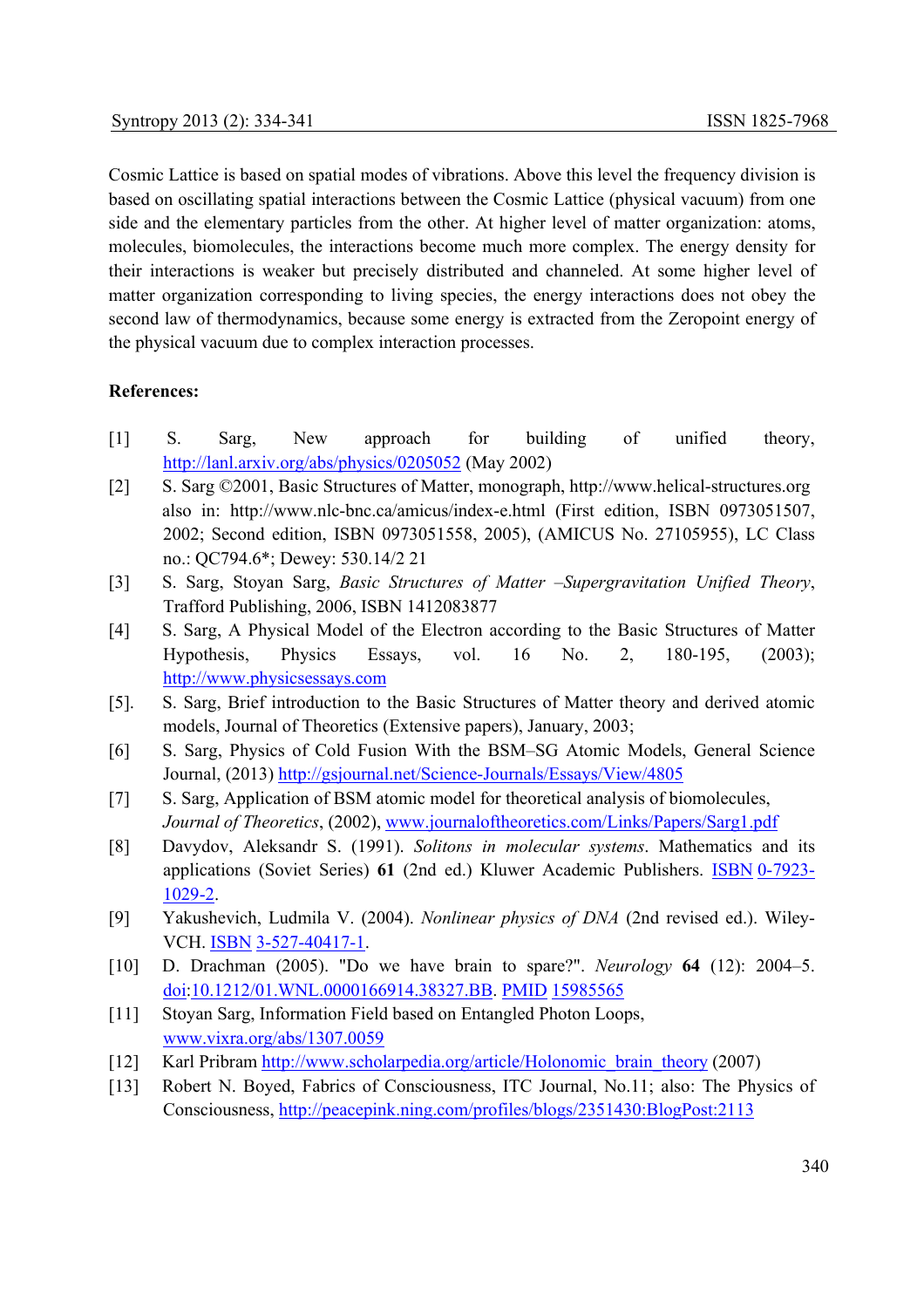Cosmic Lattice is based on spatial modes of vibrations. Above this level the frequency division is based on oscillating spatial interactions between the Cosmic Lattice (physical vacuum) from one side and the elementary particles from the other. At higher level of matter organization: atoms, molecules, biomolecules, the interactions become much more complex. The energy density for their interactions is weaker but precisely distributed and channeled. At some higher level of matter organization corresponding to living species, the energy interactions does not obey the second law of thermodynamics, because some energy is extracted from the Zeropoint energy of the physical vacuum due to complex interaction processes.

**References:**

[1] S. Sarg, New approach for building of unified theory, http://lanl.arxiv.org/abs/physics/0205052 (May 2002)

[2] S. Sarg ©2001, Basic Structures of Matter, monograph, http://www.helical-structures.org also in: http://www.nlc-bnc.ca/amicus/index-e.html (First edition, ISBN 0973051507, 2002; Second edition, ISBN 0973051558, 2005), (AMICUS No. 27105955), LC Class no.: QC794.6*; Dewey: 530.14/2 21

[3] S. Sarg, Stoyan Sarg, *Basic Structures of Matter –Supergravitation Unified Theory*, Trafford Publishing, 2006, ISBN 1412083877

[4] S. Sarg, A Physical Model of the Electron according to the Basic Structures of Matter Hypothesis, Physics Essays, vol. 16 No. 2, 180-195, (2003); http://www.physicsessays.com

[5]. S. Sarg, Brief introduction to the Basic Structures of Matter theory and derived atomic models, Journal of Theoretics (Extensive papers), January, 2003;

[6] S. Sarg, Physics of Cold Fusion With the BSM–SG Atomic Models, General Science Journal, (2013) http://gsjournal.net/Science-Journals/Essays/View/4805

[7] S. Sarg, Application of BSM atomic model for theoretical analysis of biomolecules, *Journal of Theoretics*, (2002), www.journaloftheoretics.com/Links/Papers/Sarg1.pdf

[8] Davydov, Aleksandr S. (1991). *Solitons in molecular systems*. Mathematics and its applications (Soviet Series) **61** (2nd ed.) Kluwer Academic Publishers. ISBN 0-7923-1029-2.

[9] Yakushevich, Ludmila V. (2004). *Nonlinear physics of DNA* (2nd revised ed.). Wiley-VCH. ISBN 3-527-40417-1.

[10] D. Drachman (2005). "Do we have brain to spare?". *Neurology* **64** (12): 2004–5. doi:10.1212/01.WNL.0000166914.38327.BB. PMID 15985565

[11] Stoyan Sarg, Information Field based on Entangled Photon Loops, www.vixra.org/abs/1307.0059

[12] Karl Pribram http://www.scholarpedia.org/article/Holonomic_brain_theory (2007)

[13] Robert N. Boyed, Fabrics of Consciousness, ITC Journal, No.11; also: The Physics of Consciousness, http://peacepink.ning.com/profiles/blogs/2351430:BlogPost:2113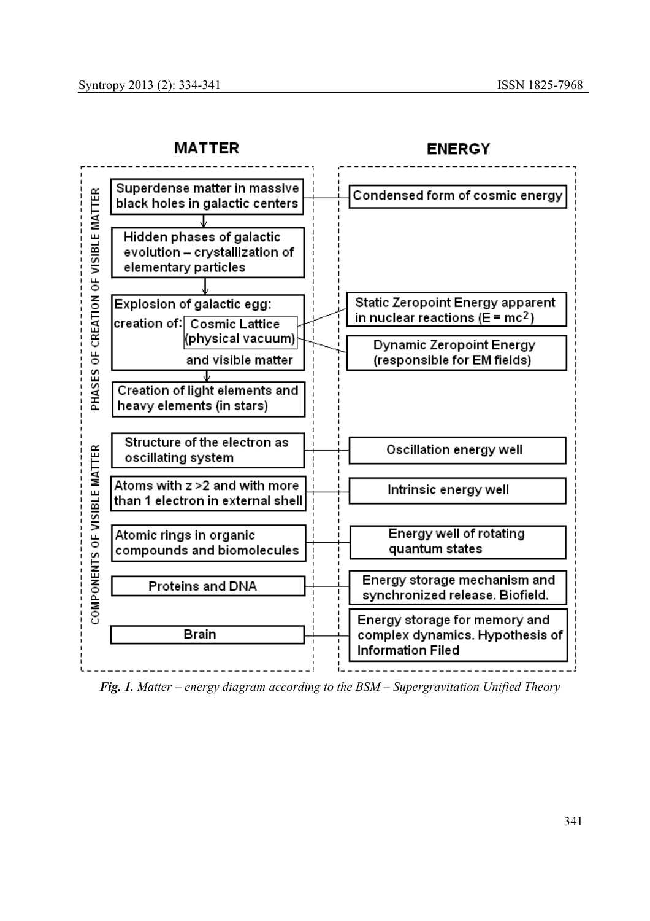MATTER

ENERGY

PHASES OF CREATION OF VISIBLE MATTER

Superdense matter in massive black holes in galactic centers

Condensed form of cosmic energy

Hidden phases of galactic evolution – crystallization of elementary particles

Explosion of galactic egg: creation of: Cosmic Lattice (physical vacuum) and visible matter

Static Zeropoint Energy apparent in nuclear reactions ($E = mc^2$)

Dynamic Zeropoint Energy (responsible for EM fields)

Creation of light elements and heavy elements (in stars)

COMPONENTS OF VISIBLE MATTER

Structure of the electron as oscillating system

Oscillation energy well

Atoms with z >2 and with more than 1 electron in external shell

Intrinsic energy well

Atomic rings in organic compounds and biomolecules

Energy well of rotating quantum states

Proteins and DNA

Energy storage mechanism and synchronized release. Biofield.

Brain

Energy storage for memory and complex dynamics. Hypothesis of Information Filed

***Fig. 1.*** *Matter – energy diagram according to the BSM – Supergravitation Unified Theory*